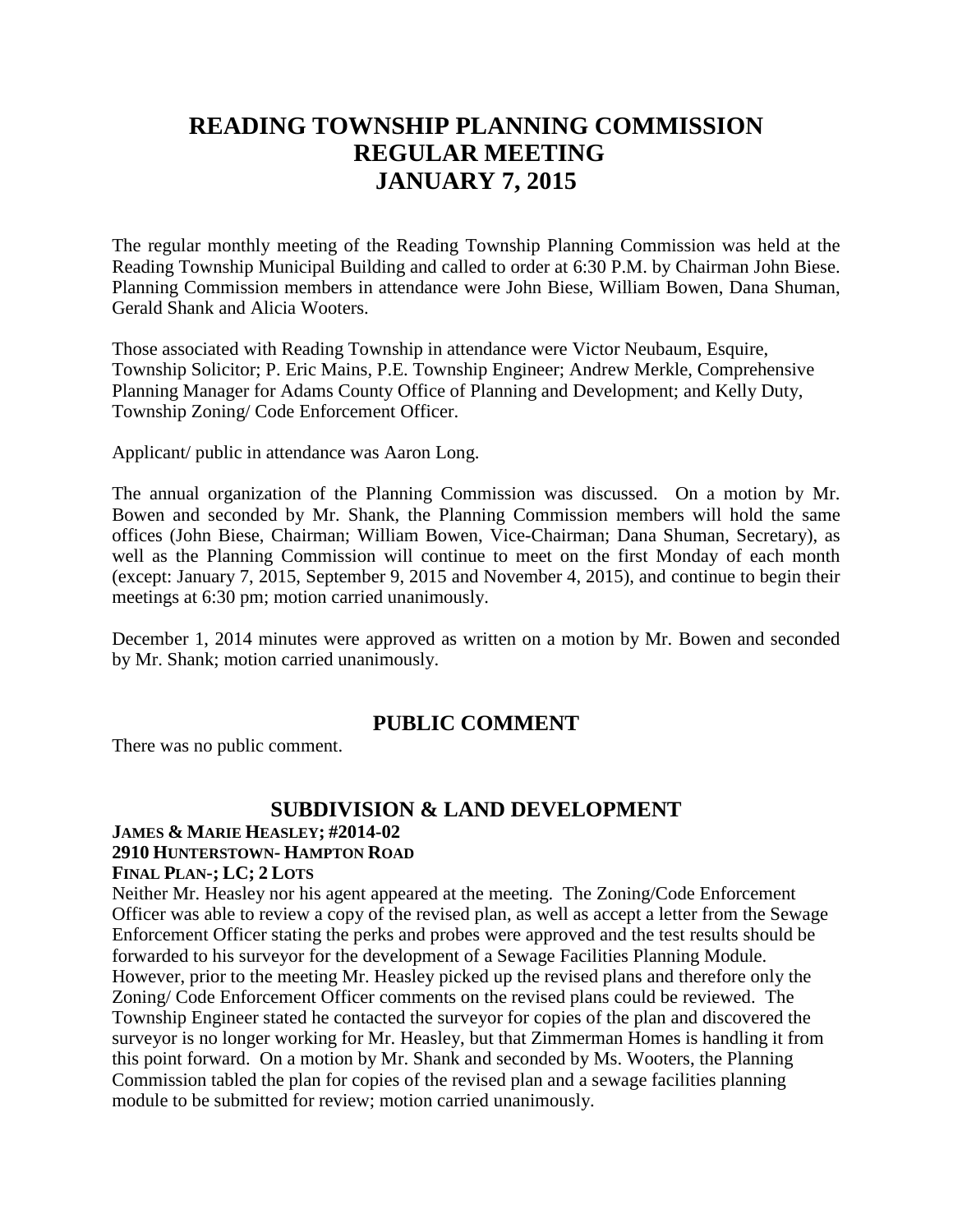# READING TOWNSHIP PLANNING COMMISSION
# REGULAR MEETING
# JANUARY 7, 2015

The regular monthly meeting of the Reading Township Planning Commission was held at the Reading Township Municipal Building and called to order at 6:30 P.M. by Chairman John Biese. Planning Commission members in attendance were John Biese, William Bowen, Dana Shuman, Gerald Shank and Alicia Wooters.

Those associated with Reading Township in attendance were Victor Neubaum, Esquire, Township Solicitor; P. Eric Mains, P.E. Township Engineer; Andrew Merkle, Comprehensive Planning Manager for Adams County Office of Planning and Development; and Kelly Duty, Township Zoning/ Code Enforcement Officer.

Applicant/ public in attendance was Aaron Long.

The annual organization of the Planning Commission was discussed. On a motion by Mr. Bowen and seconded by Mr. Shank, the Planning Commission members will hold the same offices (John Biese, Chairman; William Bowen, Vice-Chairman; Dana Shuman, Secretary), as well as the Planning Commission will continue to meet on the first Monday of each month (except: January 7, 2015, September 9, 2015 and November 4, 2015), and continue to begin their meetings at 6:30 pm; motion carried unanimously.

December 1, 2014 minutes were approved as written on a motion by Mr. Bowen and seconded by Mr. Shank; motion carried unanimously.

## PUBLIC COMMENT

There was no public comment.

## SUBDIVISION & LAND DEVELOPMENT

**JAMES & MARIE HEASLEY; #2014-02**
**2910 HUNTERSTOWN- HAMPTON ROAD**
**FINAL PLAN-; LC; 2 LOTS**

Neither Mr. Heasley nor his agent appeared at the meeting. The Zoning/Code Enforcement Officer was able to review a copy of the revised plan, as well as accept a letter from the Sewage Enforcement Officer stating the perks and probes were approved and the test results should be forwarded to his surveyor for the development of a Sewage Facilities Planning Module. However, prior to the meeting Mr. Heasley picked up the revised plans and therefore only the Zoning/ Code Enforcement Officer comments on the revised plans could be reviewed. The Township Engineer stated he contacted the surveyor for copies of the plan and discovered the surveyor is no longer working for Mr. Heasley, but that Zimmerman Homes is handling it from this point forward. On a motion by Mr. Shank and seconded by Ms. Wooters, the Planning Commission tabled the plan for copies of the revised plan and a sewage facilities planning module to be submitted for review; motion carried unanimously.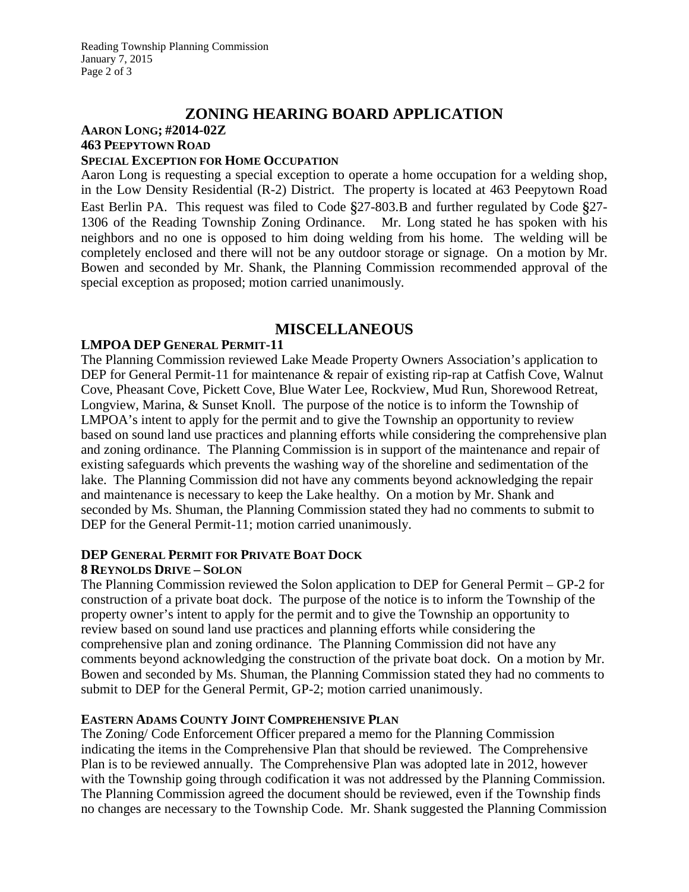## ZONING HEARING BOARD APPLICATION

**AARON LONG; #2014-02Z**
**463 PEEPYTOWN ROAD**
**SPECIAL EXCEPTION FOR HOME OCCUPATION**

Aaron Long is requesting a special exception to operate a home occupation for a welding shop, in the Low Density Residential (R-2) District. The property is located at 463 Peepytown Road East Berlin PA. This request was filed to Code §27-803.B and further regulated by Code §27-1306 of the Reading Township Zoning Ordinance. Mr. Long stated he has spoken with his neighbors and no one is opposed to him doing welding from his home. The welding will be completely enclosed and there will not be any outdoor storage or signage. On a motion by Mr. Bowen and seconded by Mr. Shank, the Planning Commission recommended approval of the special exception as proposed; motion carried unanimously.

## MISCELLANEOUS

**LMPOA DEP GENERAL PERMIT-11**

The Planning Commission reviewed Lake Meade Property Owners Association's application to DEP for General Permit-11 for maintenance & repair of existing rip-rap at Catfish Cove, Walnut Cove, Pheasant Cove, Pickett Cove, Blue Water Lee, Rockview, Mud Run, Shorewood Retreat, Longview, Marina, & Sunset Knoll. The purpose of the notice is to inform the Township of LMPOA's intent to apply for the permit and to give the Township an opportunity to review based on sound land use practices and planning efforts while considering the comprehensive plan and zoning ordinance. The Planning Commission is in support of the maintenance and repair of existing safeguards which prevents the washing way of the shoreline and sedimentation of the lake. The Planning Commission did not have any comments beyond acknowledging the repair and maintenance is necessary to keep the Lake healthy. On a motion by Mr. Shank and seconded by Ms. Shuman, the Planning Commission stated they had no comments to submit to DEP for the General Permit-11; motion carried unanimously.

**DEP GENERAL PERMIT FOR PRIVATE BOAT DOCK**
**8 REYNOLDS DRIVE – SOLON**

The Planning Commission reviewed the Solon application to DEP for General Permit – GP-2 for construction of a private boat dock. The purpose of the notice is to inform the Township of the property owner's intent to apply for the permit and to give the Township an opportunity to review based on sound land use practices and planning efforts while considering the comprehensive plan and zoning ordinance. The Planning Commission did not have any comments beyond acknowledging the construction of the private boat dock. On a motion by Mr. Bowen and seconded by Ms. Shuman, the Planning Commission stated they had no comments to submit to DEP for the General Permit, GP-2; motion carried unanimously.

**EASTERN ADAMS COUNTY JOINT COMPREHENSIVE PLAN**

The Zoning/ Code Enforcement Officer prepared a memo for the Planning Commission indicating the items in the Comprehensive Plan that should be reviewed. The Comprehensive Plan is to be reviewed annually. The Comprehensive Plan was adopted late in 2012, however with the Township going through codification it was not addressed by the Planning Commission. The Planning Commission agreed the document should be reviewed, even if the Township finds no changes are necessary to the Township Code. Mr. Shank suggested the Planning Commission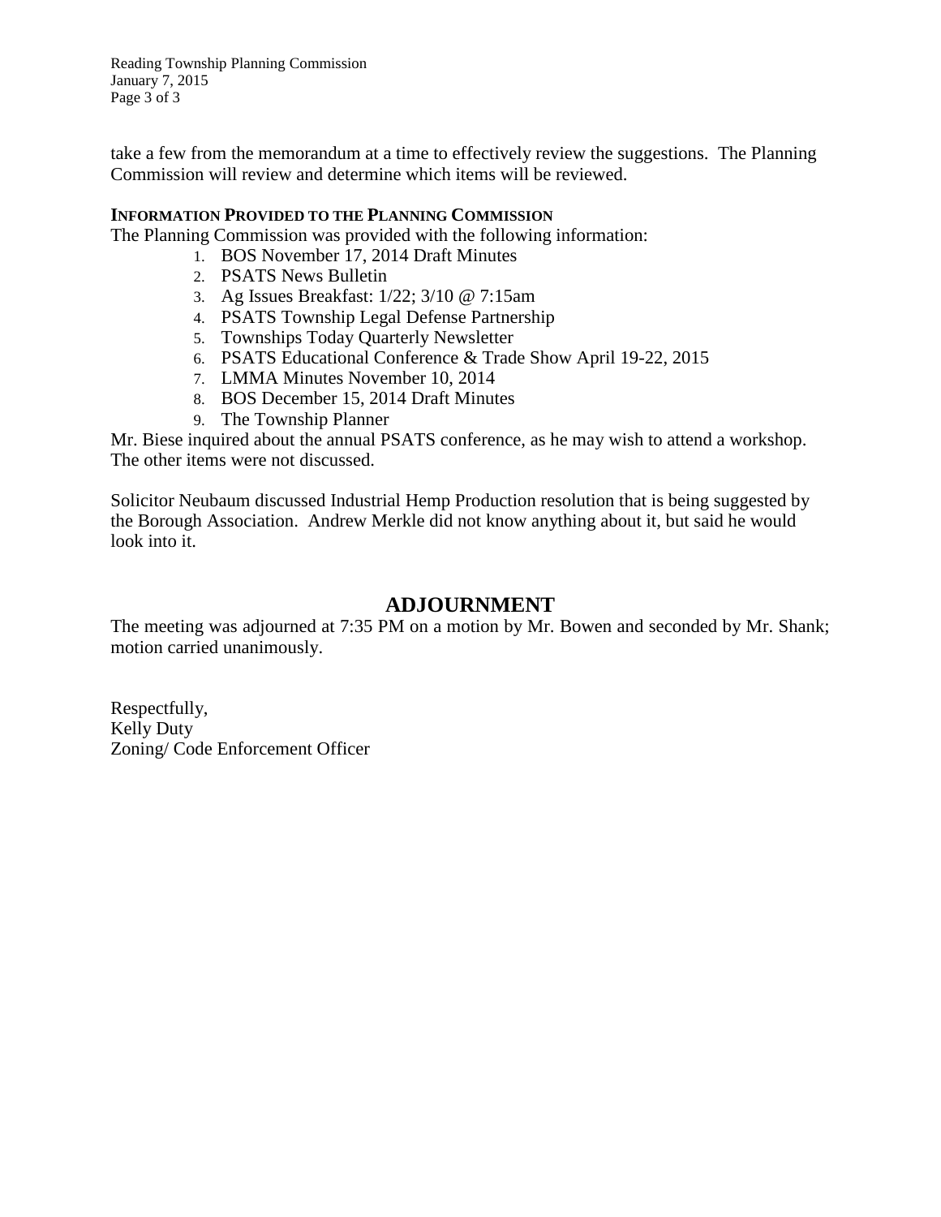take a few from the memorandum at a time to effectively review the suggestions. The Planning Commission will review and determine which items will be reviewed.

**INFORMATION PROVIDED TO THE PLANNING COMMISSION**

The Planning Commission was provided with the following information:

1. BOS November 17, 2014 Draft Minutes
2. PSATS News Bulletin
3. Ag Issues Breakfast: 1/22; 3/10 @ 7:15am
4. PSATS Township Legal Defense Partnership
5. Townships Today Quarterly Newsletter
6. PSATS Educational Conference & Trade Show April 19-22, 2015
7. LMMA Minutes November 10, 2014
8. BOS December 15, 2014 Draft Minutes
9. The Township Planner

Mr. Biese inquired about the annual PSATS conference, as he may wish to attend a workshop. The other items were not discussed.

Solicitor Neubaum discussed Industrial Hemp Production resolution that is being suggested by the Borough Association. Andrew Merkle did not know anything about it, but said he would look into it.

## ADJOURNMENT

The meeting was adjourned at 7:35 PM on a motion by Mr. Bowen and seconded by Mr. Shank; motion carried unanimously.

Respectfully,
Kelly Duty
Zoning/ Code Enforcement Officer